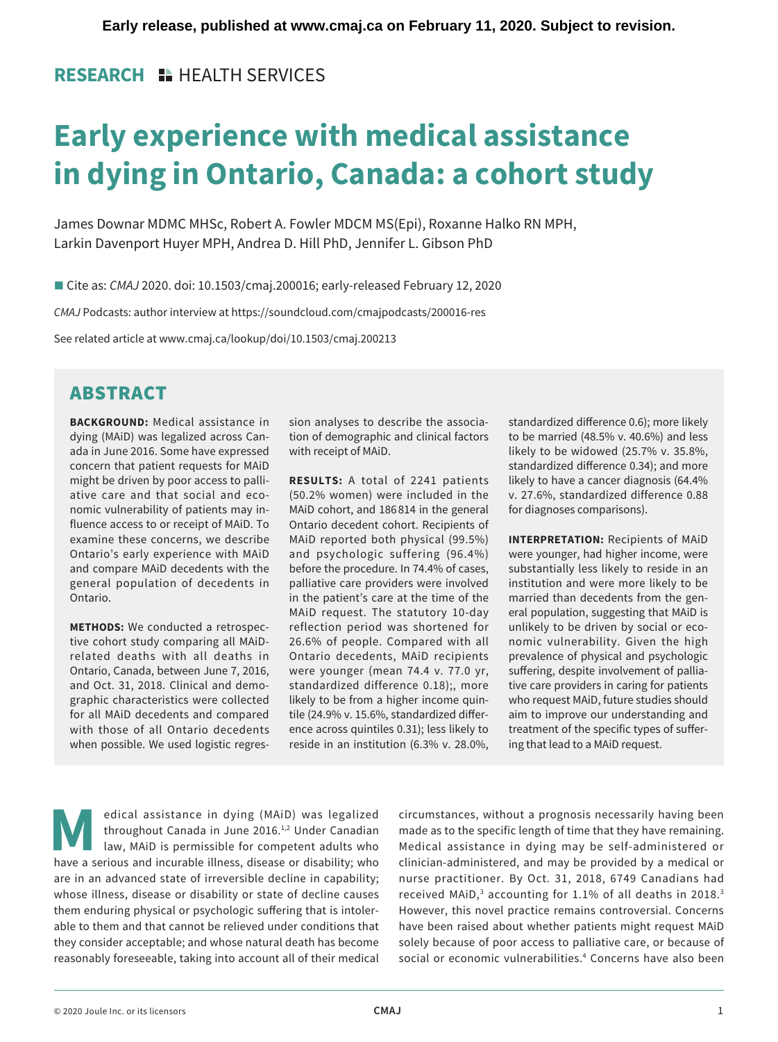Early release, published at www.cmaj.ca on February 11, 2020. Subject to revision.

**RESEARCH** HEALTH SERVICES

# Early experience with medical assistance in dying in Ontario, Canada: a cohort study

James Downar MDMC MHSc, Robert A. Fowler MDCM MS(Epi), Roxanne Halko RN MPH, Larkin Davenport Huyer MPH, Andrea D. Hill PhD, Jennifer L. Gibson PhD

Cite as: *CMAJ* 2020. doi: 10.1503/cmaj.200016; early-released February 12, 2020

*CMAJ* Podcasts: author interview at https://soundcloud.com/cmajpodcasts/200016-res

See related article at www.cmaj.ca/lookup/doi/10.1503/cmaj.200213

## ABSTRACT

**BACKGROUND:** Medical assistance in dying (MAiD) was legalized across Canada in June 2016. Some have expressed concern that patient requests for MAiD might be driven by poor access to palliative care and that social and economic vulnerability of patients may influence access to or receipt of MAiD. To examine these concerns, we describe Ontario's early experience with MAiD and compare MAiD decedents with the general population of decedents in Ontario.

**METHODS:** We conducted a retrospective cohort study comparing all MAiD-related deaths with all deaths in Ontario, Canada, between June 7, 2016, and Oct. 31, 2018. Clinical and demographic characteristics were collected for all MAiD decedents and compared with those of all Ontario decedents when possible. We used logistic regression analyses to describe the association of demographic and clinical factors with receipt of MAiD.

**RESULTS:** A total of 2241 patients (50.2% women) were included in the MAiD cohort, and 186 814 in the general Ontario decedent cohort. Recipients of MAiD reported both physical (99.5%) and psychologic suffering (96.4%) before the procedure. In 74.4% of cases, palliative care providers were involved in the patient's care at the time of the MAiD request. The statutory 10-day reflection period was shortened for 26.6% of people. Compared with all Ontario decedents, MAiD recipients were younger (mean 74.4 v. 77.0 yr, standardized difference 0.18);, more likely to be from a higher income quintile (24.9% v. 15.6%, standardized difference across quintiles 0.31); less likely to reside in an institution (6.3% v. 28.0%, standardized difference 0.6); more likely to be married (48.5% v. 40.6%) and less likely to be widowed (25.7% v. 35.8%, standardized difference 0.34); and more likely to have a cancer diagnosis (64.4% v. 27.6%, standardized difference 0.88 for diagnoses comparisons).

**INTERPRETATION:** Recipients of MAiD were younger, had higher income, were substantially less likely to reside in an institution and were more likely to be married than decedents from the general population, suggesting that MAiD is unlikely to be driven by social or economic vulnerability. Given the high prevalence of physical and psychologic suffering, despite involvement of palliative care providers in caring for patients who request MAiD, future studies should aim to improve our understanding and treatment of the specific types of suffering that lead to a MAiD request.

Medical assistance in dying (MAiD) was legalized throughout Canada in June 2016.[1,2] Under Canadian law, MAiD is permissible for competent adults who have a serious and incurable illness, disease or disability; who are in an advanced state of irreversible decline in capability; whose illness, disease or disability or state of decline causes them enduring physical or psychologic suffering that is intolerable to them and that cannot be relieved under conditions that they consider acceptable; and whose natural death has become reasonably foreseeable, taking into account all of their medical circumstances, without a prognosis necessarily having been made as to the specific length of time that they have remaining. Medical assistance in dying may be self-administered or clinician-administered, and may be provided by a medical or nurse practitioner. By Oct. 31, 2018, 6749 Canadians had received MAiD,[3] accounting for 1.1% of all deaths in 2018.[3] However, this novel practice remains controversial. Concerns have been raised about whether patients might request MAiD solely because of poor access to palliative care, or because of social or economic vulnerabilities.[4] Concerns have also been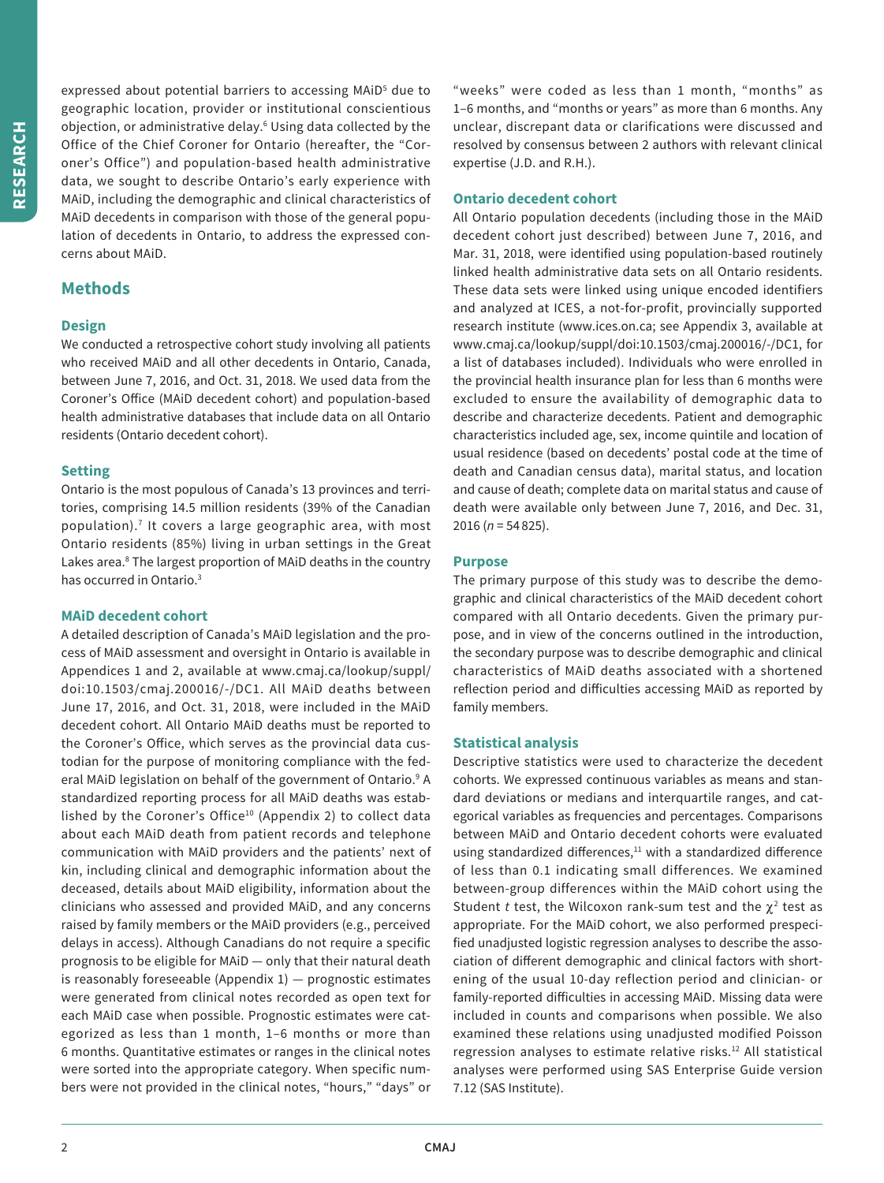expressed about potential barriers to accessing MAiD[5] due to geographic location, provider or institutional conscientious objection, or administrative delay.[6] Using data collected by the Office of the Chief Coroner for Ontario (hereafter, the "Coroner's Office") and population-based health administrative data, we sought to describe Ontario's early experience with MAiD, including the demographic and clinical characteristics of MAiD decedents in comparison with those of the general population of decedents in Ontario, to address the expressed concerns about MAiD.

## Methods

### Design

We conducted a retrospective cohort study involving all patients who received MAiD and all other decedents in Ontario, Canada, between June 7, 2016, and Oct. 31, 2018. We used data from the Coroner's Office (MAiD decedent cohort) and population-based health administrative databases that include data on all Ontario residents (Ontario decedent cohort).

### Setting

Ontario is the most populous of Canada's 13 provinces and territories, comprising 14.5 million residents (39% of the Canadian population).[7] It covers a large geographic area, with most Ontario residents (85%) living in urban settings in the Great Lakes area.[8] The largest proportion of MAiD deaths in the country has occurred in Ontario.[3]

### MAiD decedent cohort

A detailed description of Canada's MAiD legislation and the process of MAiD assessment and oversight in Ontario is available in Appendices 1 and 2, available at www.cmaj.ca/lookup/suppl/doi:10.1503/cmaj.200016/-/DC1. All MAiD deaths between June 17, 2016, and Oct. 31, 2018, were included in the MAiD decedent cohort. All Ontario MAiD deaths must be reported to the Coroner's Office, which serves as the provincial data custodian for the purpose of monitoring compliance with the federal MAiD legislation on behalf of the government of Ontario.[9] A standardized reporting process for all MAiD deaths was established by the Coroner's Office[10] (Appendix 2) to collect data about each MAiD death from patient records and telephone communication with MAiD providers and the patients' next of kin, including clinical and demographic information about the deceased, details about MAiD eligibility, information about the clinicians who assessed and provided MAiD, and any concerns raised by family members or the MAiD providers (e.g., perceived delays in access). Although Canadians do not require a specific prognosis to be eligible for MAiD — only that their natural death is reasonably foreseeable (Appendix 1) — prognostic estimates were generated from clinical notes recorded as open text for each MAiD case when possible. Prognostic estimates were categorized as less than 1 month, 1–6 months or more than 6 months. Quantitative estimates or ranges in the clinical notes were sorted into the appropriate category. When specific numbers were not provided in the clinical notes, "hours," "days" or "weeks" were coded as less than 1 month, "months" as 1–6 months, and "months or years" as more than 6 months. Any unclear, discrepant data or clarifications were discussed and resolved by consensus between 2 authors with relevant clinical expertise (J.D. and R.H.).

### Ontario decedent cohort

All Ontario population decedents (including those in the MAiD decedent cohort just described) between June 7, 2016, and Mar. 31, 2018, were identified using population-based routinely linked health administrative data sets on all Ontario residents. These data sets were linked using unique encoded identifiers and analyzed at ICES, a not-for-profit, provincially supported research institute (www.ices.on.ca; see Appendix 3, available at www.cmaj.ca/lookup/suppl/doi:10.1503/cmaj.200016/-/DC1, for a list of databases included). Individuals who were enrolled in the provincial health insurance plan for less than 6 months were excluded to ensure the availability of demographic data to describe and characterize decedents. Patient and demographic characteristics included age, sex, income quintile and location of usual residence (based on decedents' postal code at the time of death and Canadian census data), marital status, and location and cause of death; complete data on marital status and cause of death were available only between June 7, 2016, and Dec. 31, 2016 (*n* = 54 825).

### Purpose

The primary purpose of this study was to describe the demographic and clinical characteristics of the MAiD decedent cohort compared with all Ontario decedents. Given the primary purpose, and in view of the concerns outlined in the introduction, the secondary purpose was to describe demographic and clinical characteristics of MAiD deaths associated with a shortened reflection period and difficulties accessing MAiD as reported by family members.

### Statistical analysis

Descriptive statistics were used to characterize the decedent cohorts. We expressed continuous variables as means and standard deviations or medians and interquartile ranges, and categorical variables as frequencies and percentages. Comparisons between MAiD and Ontario decedent cohorts were evaluated using standardized differences,[11] with a standardized difference of less than 0.1 indicating small differences. We examined between-group differences within the MAiD cohort using the Student *t* test, the Wilcoxon rank-sum test and the $\chi^2$ test as appropriate. For the MAiD cohort, we also performed prespecified unadjusted logistic regression analyses to describe the association of different demographic and clinical factors with shortening of the usual 10-day reflection period and clinician- or family-reported difficulties in accessing MAiD. Missing data were included in counts and comparisons when possible. We also examined these relations using unadjusted modified Poisson regression analyses to estimate relative risks.[12] All statistical analyses were performed using SAS Enterprise Guide version 7.12 (SAS Institute).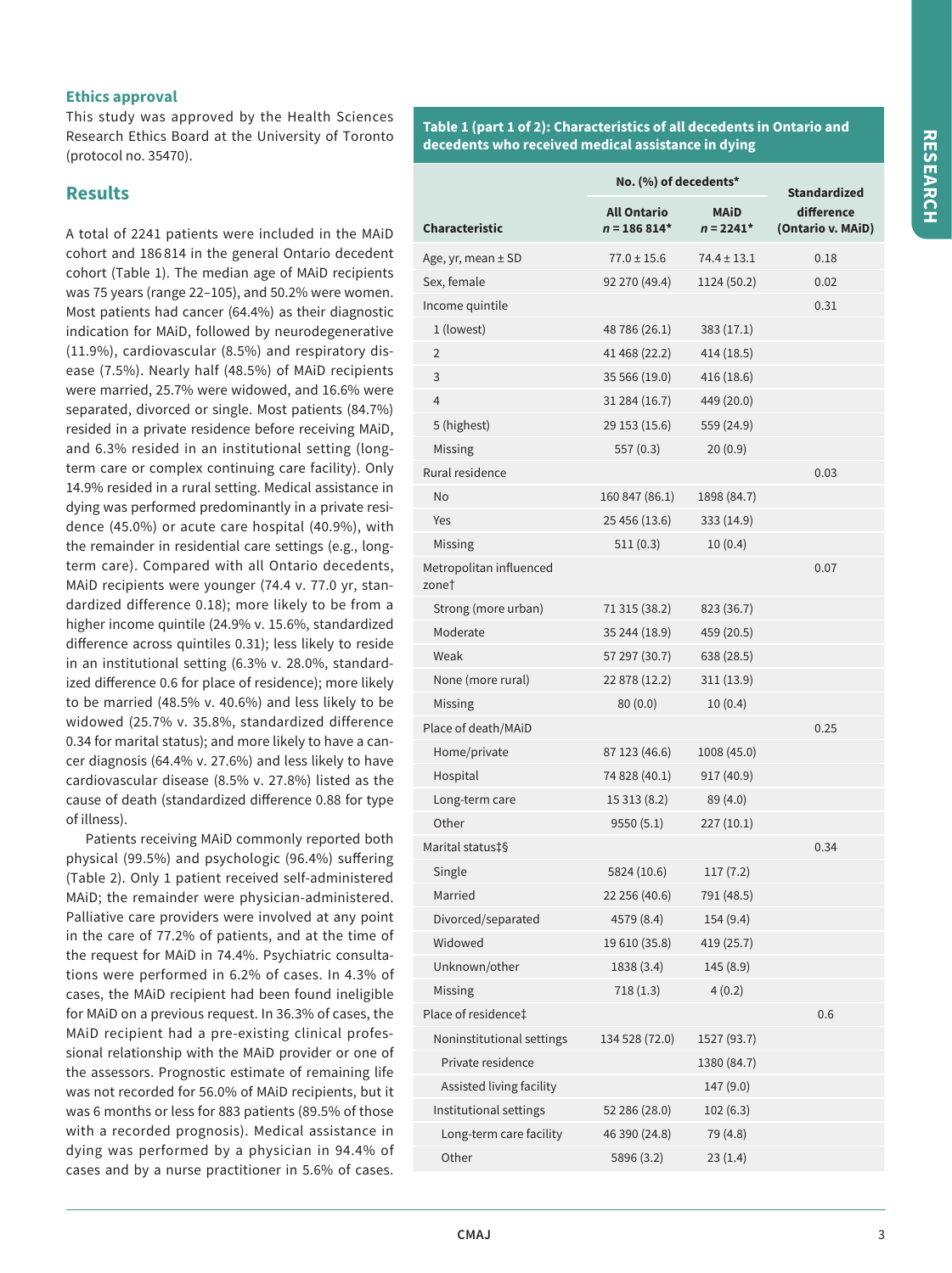### Ethics approval

This study was approved by the Health Sciences Research Ethics Board at the University of Toronto (protocol no. 35470).

## Results

A total of 2241 patients were included in the MAiD cohort and 186 814 in the general Ontario decedent cohort (Table 1). The median age of MAiD recipients was 75 years (range 22–105), and 50.2% were women. Most patients had cancer (64.4%) as their diagnostic indication for MAiD, followed by neurodegenerative (11.9%), cardiovascular (8.5%) and respiratory disease (7.5%). Nearly half (48.5%) of MAiD recipients were married, 25.7% were widowed, and 16.6% were separated, divorced or single. Most patients (84.7%) resided in a private residence before receiving MAiD, and 6.3% resided in an institutional setting (long-term care or complex continuing care facility). Only 14.9% resided in a rural setting. Medical assistance in dying was performed predominantly in a private residence (45.0%) or acute care hospital (40.9%), with the remainder in residential care settings (e.g., long-term care). Compared with all Ontario decedents, MAiD recipients were younger (74.4 v. 77.0 yr, standardized difference 0.18); more likely to be from a higher income quintile (24.9% v. 15.6%, standardized difference across quintiles 0.31); less likely to reside in an institutional setting (6.3% v. 28.0%, standardized difference 0.6 for place of residence); more likely to be married (48.5% v. 40.6%) and less likely to be widowed (25.7% v. 35.8%, standardized difference 0.34 for marital status); and more likely to have a cancer diagnosis (64.4% v. 27.6%) and less likely to have cardiovascular disease (8.5% v. 27.8%) listed as the cause of death (standardized difference 0.88 for type of illness).

Patients receiving MAiD commonly reported both physical (99.5%) and psychologic (96.4%) suffering (Table 2). Only 1 patient received self-administered MAiD; the remainder were physician-administered. Palliative care providers were involved at any point in the care of 77.2% of patients, and at the time of the request for MAiD in 74.4%. Psychiatric consultations were performed in 6.2% of cases. In 4.3% of cases, the MAiD recipient had been found ineligible for MAiD on a previous request. In 36.3% of cases, the MAiD recipient had a pre-existing clinical professional relationship with the MAiD provider or one of the assessors. Prognostic estimate of remaining life was not recorded for 56.0% of MAiD recipients, but it was 6 months or less for 883 patients (89.5% of those with a recorded prognosis). Medical assistance in dying was performed by a physician in 94.4% of cases and by a nurse practitioner in 5.6% of cases.

**Table 1 (part 1 of 2): Characteristics of all decedents in Ontario and decedents who received medical assistance in dying**

| Characteristic | No. (%) of decedents* All Ontario n = 186 814* | No. (%) of decedents* MAiD n = 2241* | Standardized difference (Ontario v. MAiD) |
|---|---|---|---|
| Age, yr, mean ± SD | 77.0 ± 15.6 | 74.4 ± 13.1 | 0.18 |
| Sex, female | 92 270 (49.4) | 1124 (50.2) | 0.02 |
| Income quintile | | | 0.31 |
| 1 (lowest) | 48 786 (26.1) | 383 (17.1) | |
| 2 | 41 468 (22.2) | 414 (18.5) | |
| 3 | 35 566 (19.0) | 416 (18.6) | |
| 4 | 31 284 (16.7) | 449 (20.0) | |
| 5 (highest) | 29 153 (15.6) | 559 (24.9) | |
| Missing | 557 (0.3) | 20 (0.9) | |
| Rural residence | | | 0.03 |
| No | 160 847 (86.1) | 1898 (84.7) | |
| Yes | 25 456 (13.6) | 333 (14.9) | |
| Missing | 511 (0.3) | 10 (0.4) | |
| Metropolitan influenced zone† | | | 0.07 |
| Strong (more urban) | 71 315 (38.2) | 823 (36.7) | |
| Moderate | 35 244 (18.9) | 459 (20.5) | |
| Weak | 57 297 (30.7) | 638 (28.5) | |
| None (more rural) | 22 878 (12.2) | 311 (13.9) | |
| Missing | 80 (0.0) | 10 (0.4) | |
| Place of death/MAiD | | | 0.25 |
| Home/private | 87 123 (46.6) | 1008 (45.0) | |
| Hospital | 74 828 (40.1) | 917 (40.9) | |
| Long-term care | 15 313 (8.2) | 89 (4.0) | |
| Other | 9550 (5.1) | 227 (10.1) | |
| Marital status‡§ | | | 0.34 |
| Single | 5824 (10.6) | 117 (7.2) | |
| Married | 22 256 (40.6) | 791 (48.5) | |
| Divorced/separated | 4579 (8.4) | 154 (9.4) | |
| Widowed | 19 610 (35.8) | 419 (25.7) | |
| Unknown/other | 1838 (3.4) | 145 (8.9) | |
| Missing | 718 (1.3) | 4 (0.2) | |
| Place of residence‡ | | | 0.6 |
| Noninstitutional settings | 134 528 (72.0) | 1527 (93.7) | |
| Private residence | | 1380 (84.7) | |
| Assisted living facility | | 147 (9.0) | |
| Institutional settings | 52 286 (28.0) | 102 (6.3) | |
| Long-term care facility | 46 390 (24.8) | 79 (4.8) | |
| Other | 5896 (3.2) | 23 (1.4) | |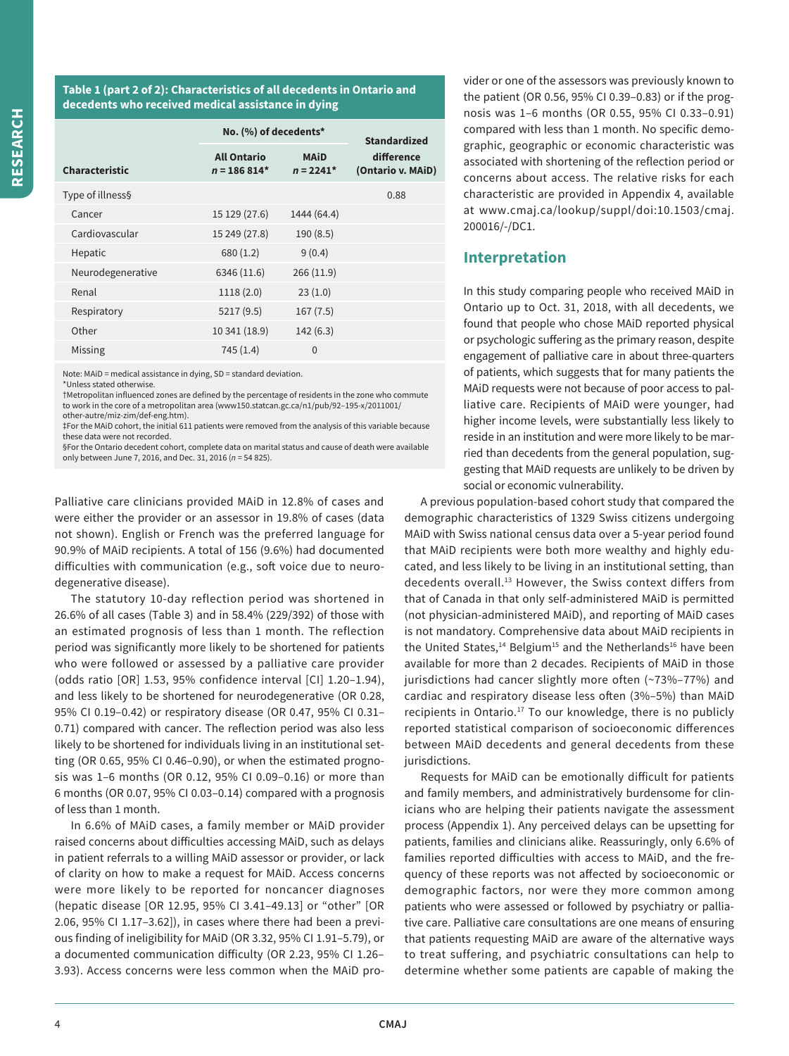**Table 1 (part 2 of 2): Characteristics of all decedents in Ontario and decedents who received medical assistance in dying**

| Characteristic | No. (%) of decedents* | | Standardized difference (Ontario v. MAiD) |
|---|---|---|---|
| | All Ontario n = 186 814* | MAiD n = 2241* | |
| Type of illness§ | | | 0.88 |
| Cancer | 15 129 (27.6) | 1444 (64.4) | |
| Cardiovascular | 15 249 (27.8) | 190 (8.5) | |
| Hepatic | 680 (1.2) | 9 (0.4) | |
| Neurodegenerative | 6346 (11.6) | 266 (11.9) | |
| Renal | 1118 (2.0) | 23 (1.0) | |
| Respiratory | 5217 (9.5) | 167 (7.5) | |
| Other | 10 341 (18.9) | 142 (6.3) | |
| Missing | 745 (1.4) | 0 | |

Note: MAiD = medical assistance in dying, SD = standard deviation.
*Unless stated otherwise.
†Metropolitan influenced zones are defined by the percentage of residents in the zone who commute to work in the core of a metropolitan area (www150.statcan.gc.ca/n1/pub/92–195-x/2011001/other-autre/miz-zim/def-eng.htm).
‡For the MAiD cohort, the initial 611 patients were removed from the analysis of this variable because these data were not recorded.
§For the Ontario decedent cohort, complete data on marital status and cause of death were available only between June 7, 2016, and Dec. 31, 2016 (n = 54 825).

Palliative care clinicians provided MAiD in 12.8% of cases and were either the provider or an assessor in 19.8% of cases (data not shown). English or French was the preferred language for 90.9% of MAiD recipients. A total of 156 (9.6%) had documented difficulties with communication (e.g., soft voice due to neurodegenerative disease).

The statutory 10-day reflection period was shortened in 26.6% of all cases (Table 3) and in 58.4% (229/392) of those with an estimated prognosis of less than 1 month. The reflection period was significantly more likely to be shortened for patients who were followed or assessed by a palliative care provider (odds ratio [OR] 1.53, 95% confidence interval [CI] 1.20–1.94), and less likely to be shortened for neurodegenerative (OR 0.28, 95% CI 0.19–0.42) or respiratory disease (OR 0.47, 95% CI 0.31–0.71) compared with cancer. The reflection period was also less likely to be shortened for individuals living in an institutional setting (OR 0.65, 95% CI 0.46–0.90), or when the estimated prognosis was 1–6 months (OR 0.12, 95% CI 0.09–0.16) or more than 6 months (OR 0.07, 95% CI 0.03–0.14) compared with a prognosis of less than 1 month.

In 6.6% of MAiD cases, a family member or MAiD provider raised concerns about difficulties accessing MAiD, such as delays in patient referrals to a willing MAiD assessor or provider, or lack of clarity on how to make a request for MAiD. Access concerns were more likely to be reported for noncancer diagnoses (hepatic disease [OR 12.95, 95% CI 3.41–49.13] or "other" [OR 2.06, 95% CI 1.17–3.62]), in cases where there had been a previous finding of ineligibility for MAiD (OR 3.32, 95% CI 1.91–5.79), or a documented communication difficulty (OR 2.23, 95% CI 1.26–3.93). Access concerns were less common when the MAiD provider or one of the assessors was previously known to the patient (OR 0.56, 95% CI 0.39–0.83) or if the prognosis was 1–6 months (OR 0.55, 95% CI 0.33–0.91) compared with less than 1 month. No specific demographic, geographic or economic characteristic was associated with shortening of the reflection period or concerns about access. The relative risks for each characteristic are provided in Appendix 4, available at www.cmaj.ca/lookup/suppl/doi:10.1503/cmaj.200016/-/DC1.

## Interpretation

In this study comparing people who received MAiD in Ontario up to Oct. 31, 2018, with all decedents, we found that people who chose MAiD reported physical or psychologic suffering as the primary reason, despite engagement of palliative care in about three-quarters of patients, which suggests that for many patients the MAiD requests were not because of poor access to palliative care. Recipients of MAiD were younger, had higher income levels, were substantially less likely to reside in an institution and were more likely to be married than decedents from the general population, suggesting that MAiD requests are unlikely to be driven by social or economic vulnerability.

A previous population-based cohort study that compared the demographic characteristics of 1329 Swiss citizens undergoing MAiD with Swiss national census data over a 5-year period found that MAiD recipients were both more wealthy and highly educated, and less likely to be living in an institutional setting, than decedents overall.[13] However, the Swiss context differs from that of Canada in that only self-administered MAiD is permitted (not physician-administered MAiD), and reporting of MAiD cases is not mandatory. Comprehensive data about MAiD recipients in the United States,[14] Belgium[15] and the Netherlands[16] have been available for more than 2 decades. Recipients of MAiD in those jurisdictions had cancer slightly more often (~73%–77%) and cardiac and respiratory disease less often (3%–5%) than MAiD recipients in Ontario.[17] To our knowledge, there is no publicly reported statistical comparison of socioeconomic differences between MAiD decedents and general decedents from these jurisdictions.

Requests for MAiD can be emotionally difficult for patients and family members, and administratively burdensome for clinicians who are helping their patients navigate the assessment process (Appendix 1). Any perceived delays can be upsetting for patients, families and clinicians alike. Reassuringly, only 6.6% of families reported difficulties with access to MAiD, and the frequency of these reports was not affected by socioeconomic or demographic factors, nor were they more common among patients who were assessed or followed by psychiatry or palliative care. Palliative care consultations are one means of ensuring that patients requesting MAiD are aware of the alternative ways to treat suffering, and psychiatric consultations can help to determine whether some patients are capable of making the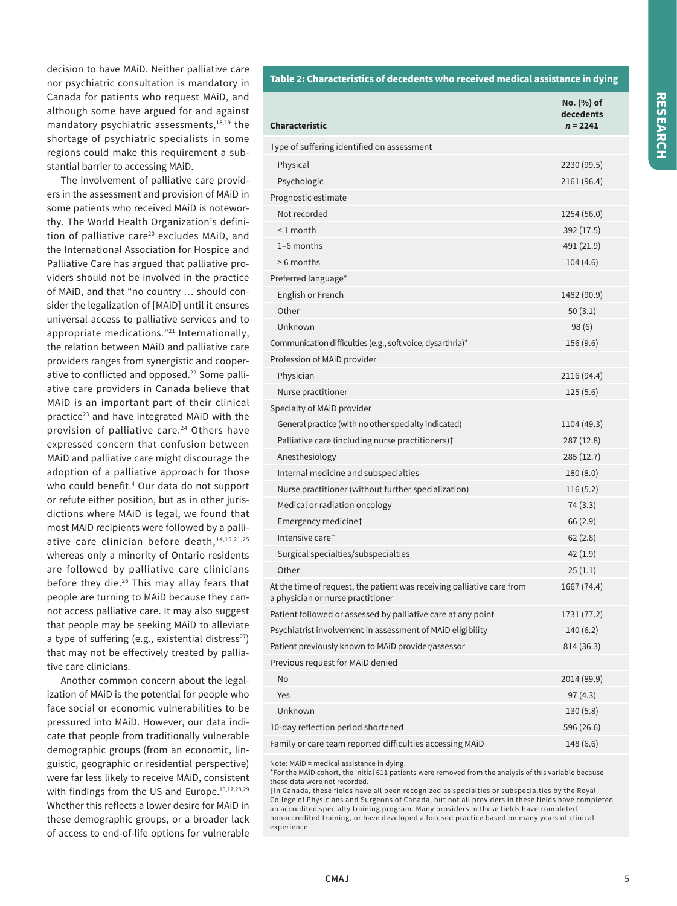decision to have MAiD. Neither palliative care nor psychiatric consultation is mandatory in Canada for patients who request MAiD, and although some have argued for and against mandatory psychiatric assessments,[18,19] the shortage of psychiatric specialists in some regions could make this requirement a substantial barrier to accessing MAiD.

The involvement of palliative care providers in the assessment and provision of MAiD in some patients who received MAiD is noteworthy. The World Health Organization's definition of palliative care[20] excludes MAiD, and the International Association for Hospice and Palliative Care has argued that palliative providers should not be involved in the practice of MAiD, and that "no country … should consider the legalization of [MAiD] until it ensures universal access to palliative services and to appropriate medications."[21] Internationally, the relation between MAiD and palliative care providers ranges from synergistic and cooperative to conflicted and opposed.[22] Some palliative care providers in Canada believe that MAiD is an important part of their clinical practice[23] and have integrated MAiD with the provision of palliative care.[24] Others have expressed concern that confusion between MAiD and palliative care might discourage the adoption of a palliative approach for those who could benefit.[4] Our data do not support or refute either position, but as in other jurisdictions where MAiD is legal, we found that most MAiD recipients were followed by a palliative care clinician before death,[14,15,21,25] whereas only a minority of Ontario residents are followed by palliative care clinicians before they die.[26] This may allay fears that people are turning to MAiD because they cannot access palliative care. It may also suggest that people may be seeking MAiD to alleviate a type of suffering (e.g., existential distress[27]) that may not be effectively treated by palliative care clinicians.

Another common concern about the legalization of MAiD is the potential for people who face social or economic vulnerabilities to be pressured into MAiD. However, our data indicate that people from traditionally vulnerable demographic groups (from an economic, linguistic, geographic or residential perspective) were far less likely to receive MAiD, consistent with findings from the US and Europe.[13,17,28,29] Whether this reflects a lower desire for MAiD in these demographic groups, or a broader lack of access to end-of-life options for vulnerable

**Table 2: Characteristics of decedents who received medical assistance in dying**

| Characteristic | No. (%) of decedents *n* = 2241 |
|---|---|
| Type of suffering identified on assessment | |
| Physical | 2230 (99.5) |
| Psychologic | 2161 (96.4) |
| Prognostic estimate | |
| Not recorded | 1254 (56.0) |
| < 1 month | 392 (17.5) |
| 1–6 months | 491 (21.9) |
| > 6 months | 104 (4.6) |
| Preferred language* | |
| English or French | 1482 (90.9) |
| Other | 50 (3.1) |
| Unknown | 98 (6) |
| Communication difficulties (e.g., soft voice, dysarthria)* | 156 (9.6) |
| Profession of MAiD provider | |
| Physician | 2116 (94.4) |
| Nurse practitioner | 125 (5.6) |
| Specialty of MAiD provider | |
| General practice (with no other specialty indicated) | 1104 (49.3) |
| Palliative care (including nurse practitioners)† | 287 (12.8) |
| Anesthesiology | 285 (12.7) |
| Internal medicine and subspecialties | 180 (8.0) |
| Nurse practitioner (without further specialization) | 116 (5.2) |
| Medical or radiation oncology | 74 (3.3) |
| Emergency medicine† | 66 (2.9) |
| Intensive care† | 62 (2.8) |
| Surgical specialties/subspecialties | 42 (1.9) |
| Other | 25 (1.1) |
| At the time of request, the patient was receiving palliative care from a physician or nurse practitioner | 1667 (74.4) |
| Patient followed or assessed by palliative care at any point | 1731 (77.2) |
| Psychiatrist involvement in assessment of MAiD eligibility | 140 (6.2) |
| Patient previously known to MAiD provider/assessor | 814 (36.3) |
| Previous request for MAiD denied | |
| No | 2014 (89.9) |
| Yes | 97 (4.3) |
| Unknown | 130 (5.8) |
| 10-day reflection period shortened | 596 (26.6) |
| Family or care team reported difficulties accessing MAiD | 148 (6.6) |

Note: MAiD = medical assistance in dying.
*For the MAiD cohort, the initial 611 patients were removed from the analysis of this variable because these data were not recorded.
†In Canada, these fields have all been recognized as specialties or subspecialties by the Royal College of Physicians and Surgeons of Canada, but not all providers in these fields have completed an accredited specialty training program. Many providers in these fields have completed nonaccredited training, or have developed a focused practice based on many years of clinical experience.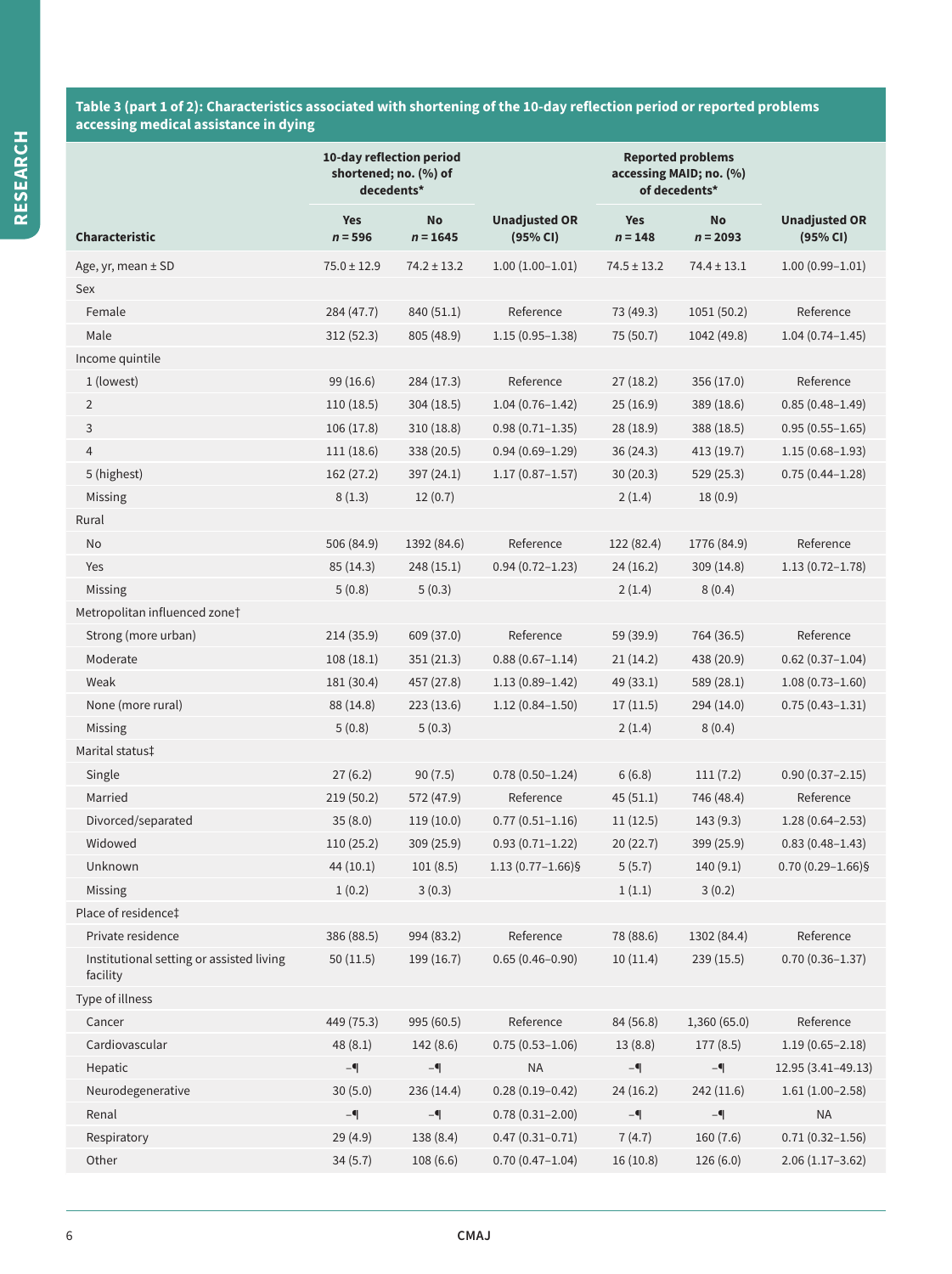**Table 3 (part 1 of 2): Characteristics associated with shortening of the 10-day reflection period or reported problems accessing medical assistance in dying**

| Characteristic | 10-day reflection period shortened; no. (%) of decedents* | | Unadjusted OR (95% CI) | Reported problems accessing MAID; no. (%) of decedents* | | Unadjusted OR (95% CI) |
|---|---|---|---|---|---|---|
| | Yes *n* = 596 | No *n* = 1645 | | Yes *n* = 148 | No *n* = 2093 | |
| Age, yr, mean ± SD | 75.0 ± 12.9 | 74.2 ± 13.2 | 1.00 (1.00–1.01) | 74.5 ± 13.2 | 74.4 ± 13.1 | 1.00 (0.99–1.01) |
| Sex | | | | | | |
| Female | 284 (47.7) | 840 (51.1) | Reference | 73 (49.3) | 1051 (50.2) | Reference |
| Male | 312 (52.3) | 805 (48.9) | 1.15 (0.95–1.38) | 75 (50.7) | 1042 (49.8) | 1.04 (0.74–1.45) |
| Income quintile | | | | | | |
| 1 (lowest) | 99 (16.6) | 284 (17.3) | Reference | 27 (18.2) | 356 (17.0) | Reference |
| 2 | 110 (18.5) | 304 (18.5) | 1.04 (0.76–1.42) | 25 (16.9) | 389 (18.6) | 0.85 (0.48–1.49) |
| 3 | 106 (17.8) | 310 (18.8) | 0.98 (0.71–1.35) | 28 (18.9) | 388 (18.5) | 0.95 (0.55–1.65) |
| 4 | 111 (18.6) | 338 (20.5) | 0.94 (0.69–1.29) | 36 (24.3) | 413 (19.7) | 1.15 (0.68–1.93) |
| 5 (highest) | 162 (27.2) | 397 (24.1) | 1.17 (0.87–1.57) | 30 (20.3) | 529 (25.3) | 0.75 (0.44–1.28) |
| Missing | 8 (1.3) | 12 (0.7) | | 2 (1.4) | 18 (0.9) | |
| Rural | | | | | | |
| No | 506 (84.9) | 1392 (84.6) | Reference | 122 (82.4) | 1776 (84.9) | Reference |
| Yes | 85 (14.3) | 248 (15.1) | 0.94 (0.72–1.23) | 24 (16.2) | 309 (14.8) | 1.13 (0.72–1.78) |
| Missing | 5 (0.8) | 5 (0.3) | | 2 (1.4) | 8 (0.4) | |
| Metropolitan influenced zone† | | | | | | |
| Strong (more urban) | 214 (35.9) | 609 (37.0) | Reference | 59 (39.9) | 764 (36.5) | Reference |
| Moderate | 108 (18.1) | 351 (21.3) | 0.88 (0.67–1.14) | 21 (14.2) | 438 (20.9) | 0.62 (0.37–1.04) |
| Weak | 181 (30.4) | 457 (27.8) | 1.13 (0.89–1.42) | 49 (33.1) | 589 (28.1) | 1.08 (0.73–1.60) |
| None (more rural) | 88 (14.8) | 223 (13.6) | 1.12 (0.84–1.50) | 17 (11.5) | 294 (14.0) | 0.75 (0.43–1.31) |
| Missing | 5 (0.8) | 5 (0.3) | | 2 (1.4) | 8 (0.4) | |
| Marital status‡ | | | | | | |
| Single | 27 (6.2) | 90 (7.5) | 0.78 (0.50–1.24) | 6 (6.8) | 111 (7.2) | 0.90 (0.37–2.15) |
| Married | 219 (50.2) | 572 (47.9) | Reference | 45 (51.1) | 746 (48.4) | Reference |
| Divorced/separated | 35 (8.0) | 119 (10.0) | 0.77 (0.51–1.16) | 11 (12.5) | 143 (9.3) | 1.28 (0.64–2.53) |
| Widowed | 110 (25.2) | 309 (25.9) | 0.93 (0.71–1.22) | 20 (22.7) | 399 (25.9) | 0.83 (0.48–1.43) |
| Unknown | 44 (10.1) | 101 (8.5) | 1.13 (0.77–1.66)§ | 5 (5.7) | 140 (9.1) | 0.70 (0.29–1.66)§ |
| Missing | 1 (0.2) | 3 (0.3) | | 1 (1.1) | 3 (0.2) | |
| Place of residence‡ | | | | | | |
| Private residence | 386 (88.5) | 994 (83.2) | Reference | 78 (88.6) | 1302 (84.4) | Reference |
| Institutional setting or assisted living facility | 50 (11.5) | 199 (16.7) | 0.65 (0.46–0.90) | 10 (11.4) | 239 (15.5) | 0.70 (0.36–1.37) |
| Type of illness | | | | | | |
| Cancer | 449 (75.3) | 995 (60.5) | Reference | 84 (56.8) | 1,360 (65.0) | Reference |
| Cardiovascular | 48 (8.1) | 142 (8.6) | 0.75 (0.53–1.06) | 13 (8.8) | 177 (8.5) | 1.19 (0.65–2.18) |
| Hepatic | –¶ | –¶ | NA | –¶ | –¶ | 12.95 (3.41–49.13) |
| Neurodegenerative | 30 (5.0) | 236 (14.4) | 0.28 (0.19–0.42) | 24 (16.2) | 242 (11.6) | 1.61 (1.00–2.58) |
| Renal | –¶ | –¶ | 0.78 (0.31–2.00) | –¶ | –¶ | NA |
| Respiratory | 29 (4.9) | 138 (8.4) | 0.47 (0.31–0.71) | 7 (4.7) | 160 (7.6) | 0.71 (0.32–1.56) |
| Other | 34 (5.7) | 108 (6.6) | 0.70 (0.47–1.04) | 16 (10.8) | 126 (6.0) | 2.06 (1.17–3.62) |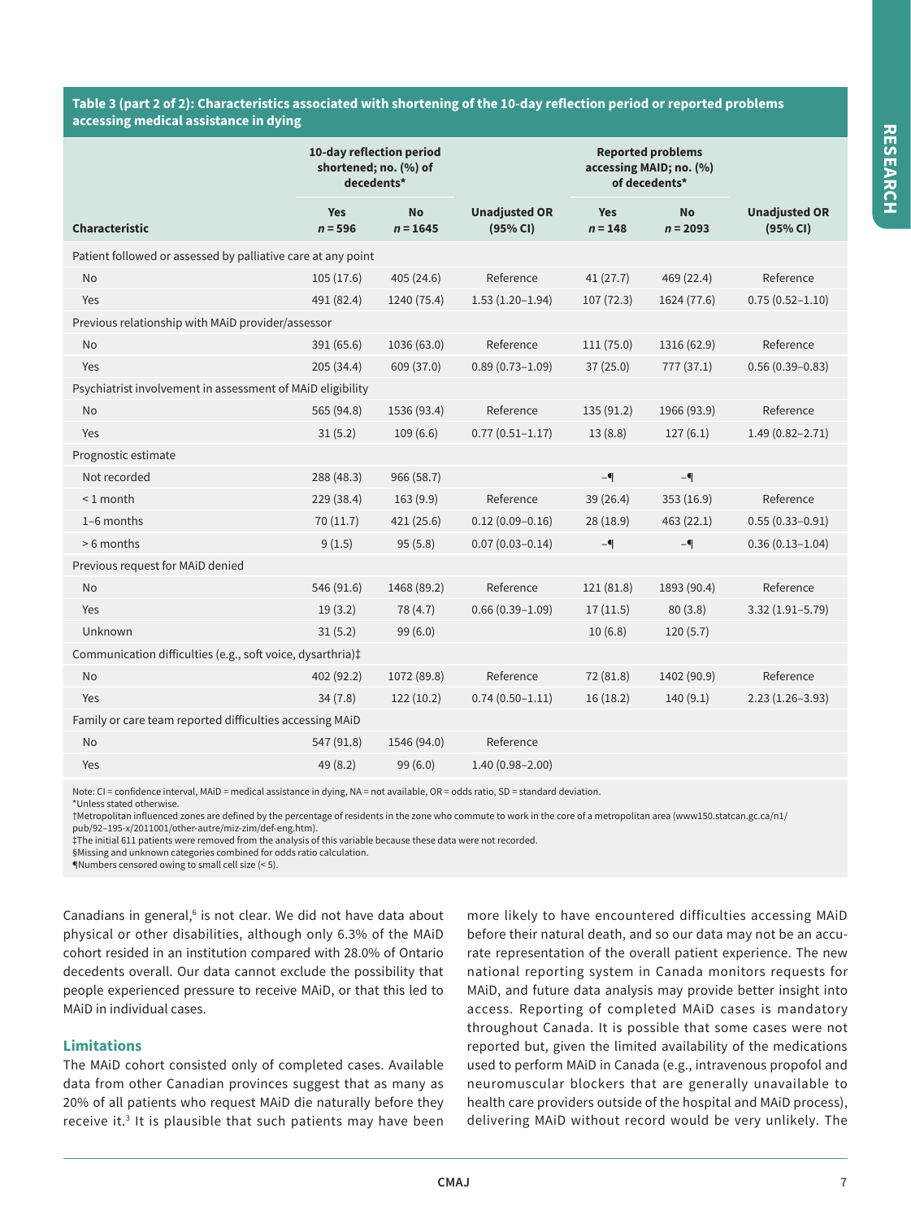**Table 3 (part 2 of 2): Characteristics associated with shortening of the 10-day reflection period or reported problems accessing medical assistance in dying**

| Characteristic | 10-day reflection period shortened; no. (%) of decedents* | | Unadjusted OR (95% CI) | Reported problems accessing MAID; no. (%) of decedents* | | Unadjusted OR (95% CI) |
|---|---|---|---|---|---|---|
| | Yes n = 596 | No n = 1645 | | Yes n = 148 | No n = 2093 | |
| Patient followed or assessed by palliative care at any point | | | | | | |
| No | 105 (17.6) | 405 (24.6) | Reference | 41 (27.7) | 469 (22.4) | Reference |
| Yes | 491 (82.4) | 1240 (75.4) | 1.53 (1.20–1.94) | 107 (72.3) | 1624 (77.6) | 0.75 (0.52–1.10) |
| Previous relationship with MAiD provider/assessor | | | | | | |
| No | 391 (65.6) | 1036 (63.0) | Reference | 111 (75.0) | 1316 (62.9) | Reference |
| Yes | 205 (34.4) | 609 (37.0) | 0.89 (0.73–1.09) | 37 (25.0) | 777 (37.1) | 0.56 (0.39–0.83) |
| Psychiatrist involvement in assessment of MAiD eligibility | | | | | | |
| No | 565 (94.8) | 1536 (93.4) | Reference | 135 (91.2) | 1966 (93.9) | Reference |
| Yes | 31 (5.2) | 109 (6.6) | 0.77 (0.51–1.17) | 13 (8.8) | 127 (6.1) | 1.49 (0.82–2.71) |
| Prognostic estimate | | | | | | |
| Not recorded | 288 (48.3) | 966 (58.7) | | –¶ | –¶ | |
| < 1 month | 229 (38.4) | 163 (9.9) | Reference | 39 (26.4) | 353 (16.9) | Reference |
| 1–6 months | 70 (11.7) | 421 (25.6) | 0.12 (0.09–0.16) | 28 (18.9) | 463 (22.1) | 0.55 (0.33–0.91) |
| > 6 months | 9 (1.5) | 95 (5.8) | 0.07 (0.03–0.14) | –¶ | –¶ | 0.36 (0.13–1.04) |
| Previous request for MAiD denied | | | | | | |
| No | 546 (91.6) | 1468 (89.2) | Reference | 121 (81.8) | 1893 (90.4) | Reference |
| Yes | 19 (3.2) | 78 (4.7) | 0.66 (0.39–1.09) | 17 (11.5) | 80 (3.8) | 3.32 (1.91–5.79) |
| Unknown | 31 (5.2) | 99 (6.0) | | 10 (6.8) | 120 (5.7) | |
| Communication difficulties (e.g., soft voice, dysarthria)‡ | | | | | | |
| No | 402 (92.2) | 1072 (89.8) | Reference | 72 (81.8) | 1402 (90.9) | Reference |
| Yes | 34 (7.8) | 122 (10.2) | 0.74 (0.50–1.11) | 16 (18.2) | 140 (9.1) | 2.23 (1.26–3.93) |
| Family or care team reported difficulties accessing MAiD | | | | | | |
| No | 547 (91.8) | 1546 (94.0) | Reference | | | |
| Yes | 49 (8.2) | 99 (6.0) | 1.40 (0.98–2.00) | | | |

Note: CI = confidence interval, MAiD = medical assistance in dying, NA = not available, OR = odds ratio, SD = standard deviation.
*Unless stated otherwise.
†Metropolitan influenced zones are defined by the percentage of residents in the zone who commute to work in the core of a metropolitan area (www150.statcan.gc.ca/n1/pub/92–195-x/2011001/other-autre/miz-zim/def-eng.htm).
‡The initial 611 patients were removed from the analysis of this variable because these data were not recorded.
§Missing and unknown categories combined for odds ratio calculation.
¶Numbers censored owing to small cell size (< 5).

Canadians in general,[6] is not clear. We did not have data about physical or other disabilities, although only 6.3% of the MAiD cohort resided in an institution compared with 28.0% of Ontario decedents overall. Our data cannot exclude the possibility that people experienced pressure to receive MAiD, or that this led to MAiD in individual cases.

### Limitations

The MAiD cohort consisted only of completed cases. Available data from other Canadian provinces suggest that as many as 20% of all patients who request MAiD die naturally before they receive it.[3] It is plausible that such patients may have been more likely to have encountered difficulties accessing MAiD before their natural death, and so our data may not be an accurate representation of the overall patient experience. The new national reporting system in Canada monitors requests for MAiD, and future data analysis may provide better insight into access. Reporting of completed MAiD cases is mandatory throughout Canada. It is possible that some cases were not reported but, given the limited availability of the medications used to perform MAiD in Canada (e.g., intravenous propofol and neuromuscular blockers that are generally unavailable to health care providers outside of the hospital and MAiD process), delivering MAiD without record would be very unlikely. The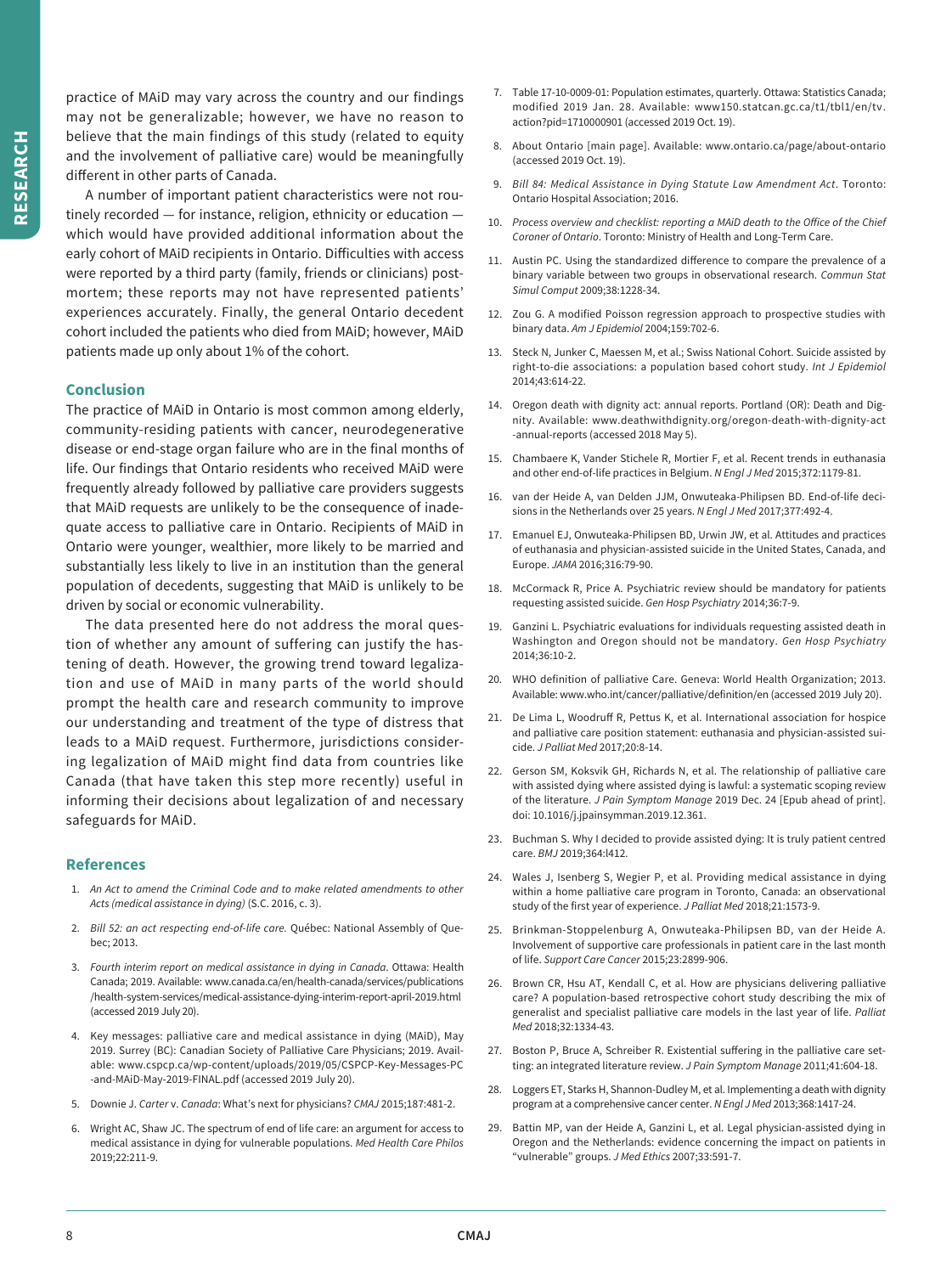practice of MAiD may vary across the country and our findings may not be generalizable; however, we have no reason to believe that the main findings of this study (related to equity and the involvement of palliative care) would be meaningfully different in other parts of Canada.

A number of important patient characteristics were not routinely recorded — for instance, religion, ethnicity or education — which would have provided additional information about the early cohort of MAiD recipients in Ontario. Difficulties with access were reported by a third party (family, friends or clinicians) postmortem; these reports may not have represented patients' experiences accurately. Finally, the general Ontario decedent cohort included the patients who died from MAiD; however, MAiD patients made up only about 1% of the cohort.

## Conclusion

The practice of MAiD in Ontario is most common among elderly, community-residing patients with cancer, neurodegenerative disease or end-stage organ failure who are in the final months of life. Our findings that Ontario residents who received MAiD were frequently already followed by palliative care providers suggests that MAiD requests are unlikely to be the consequence of inadequate access to palliative care in Ontario. Recipients of MAiD in Ontario were younger, wealthier, more likely to be married and substantially less likely to live in an institution than the general population of decedents, suggesting that MAiD is unlikely to be driven by social or economic vulnerability.

The data presented here do not address the moral question of whether any amount of suffering can justify the hastening of death. However, the growing trend toward legalization and use of MAiD in many parts of the world should prompt the health care and research community to improve our understanding and treatment of the type of distress that leads to a MAiD request. Furthermore, jurisdictions considering legalization of MAiD might find data from countries like Canada (that have taken this step more recently) useful in informing their decisions about legalization of and necessary safeguards for MAiD.

## References

1. *An Act to amend the Criminal Code and to make related amendments to other Acts (medical assistance in dying)* (S.C. 2016, c. 3).
2. *Bill 52: an act respecting end-of-life care.* Québec: National Assembly of Quebec; 2013.
3. *Fourth interim report on medical assistance in dying in Canada*. Ottawa: Health Canada; 2019. Available: www.canada.ca/en/health-canada/services/publications/health-system-services/medical-assistance-dying-interim-report-april-2019.html (accessed 2019 July 20).
4. Key messages: palliative care and medical assistance in dying (MAiD), May 2019. Surrey (BC): Canadian Society of Palliative Care Physicians; 2019. Available: www.cspcp.ca/wp-content/uploads/2019/05/CSPCP-Key-Messages-PC-and-MAiD-May-2019-FINAL.pdf (accessed 2019 July 20).
5. Downie J. *Carter* v. *Canada*: What's next for physicians? *CMAJ* 2015;187:481-2.
6. Wright AC, Shaw JC. The spectrum of end of life care: an argument for access to medical assistance in dying for vulnerable populations. *Med Health Care Philos* 2019;22:211-9.
7. Table 17-10-0009-01: Population estimates, quarterly. Ottawa: Statistics Canada; modified 2019 Jan. 28. Available: www150.statcan.gc.ca/t1/tbl1/en/tv.action?pid=1710000901 (accessed 2019 Oct. 19).
8. About Ontario [main page]. Available: www.ontario.ca/page/about-ontario (accessed 2019 Oct. 19).
9. *Bill 84: Medical Assistance in Dying Statute Law Amendment Act*. Toronto: Ontario Hospital Association; 2016.
10. *Process overview and checklist: reporting a MAiD death to the Office of the Chief Coroner of Ontario*. Toronto: Ministry of Health and Long-Term Care.
11. Austin PC. Using the standardized difference to compare the prevalence of a binary variable between two groups in observational research. *Commun Stat Simul Comput* 2009;38:1228-34.
12. Zou G. A modified Poisson regression approach to prospective studies with binary data. *Am J Epidemiol* 2004;159:702-6.
13. Steck N, Junker C, Maessen M, et al.; Swiss National Cohort. Suicide assisted by right-to-die associations: a population based cohort study. *Int J Epidemiol* 2014;43:614-22.
14. Oregon death with dignity act: annual reports. Portland (OR): Death and Dignity. Available: www.deathwithdignity.org/oregon-death-with-dignity-act-annual-reports (accessed 2018 May 5).
15. Chambaere K, Vander Stichele R, Mortier F, et al. Recent trends in euthanasia and other end-of-life practices in Belgium. *N Engl J Med* 2015;372:1179-81.
16. van der Heide A, van Delden JJM, Onwuteaka-Philipsen BD. End-of-life decisions in the Netherlands over 25 years. *N Engl J Med* 2017;377:492-4.
17. Emanuel EJ, Onwuteaka-Philipsen BD, Urwin JW, et al. Attitudes and practices of euthanasia and physician-assisted suicide in the United States, Canada, and Europe. *JAMA* 2016;316:79-90.
18. McCormack R, Price A. Psychiatric review should be mandatory for patients requesting assisted suicide. *Gen Hosp Psychiatry* 2014;36:7-9.
19. Ganzini L. Psychiatric evaluations for individuals requesting assisted death in Washington and Oregon should not be mandatory. *Gen Hosp Psychiatry* 2014;36:10-2.
20. WHO definition of palliative Care. Geneva: World Health Organization; 2013. Available: www.who.int/cancer/palliative/definition/en (accessed 2019 July 20).
21. De Lima L, Woodruff R, Pettus K, et al. International association for hospice and palliative care position statement: euthanasia and physician-assisted suicide. *J Palliat Med* 2017;20:8-14.
22. Gerson SM, Koksvik GH, Richards N, et al. The relationship of palliative care with assisted dying where assisted dying is lawful: a systematic scoping review of the literature. *J Pain Symptom Manage* 2019 Dec. 24 [Epub ahead of print]. doi: 10.1016/j.jpainsymman.2019.12.361.
23. Buchman S. Why I decided to provide assisted dying: It is truly patient centred care. *BMJ* 2019;364:l412.
24. Wales J, Isenberg S, Wegier P, et al. Providing medical assistance in dying within a home palliative care program in Toronto, Canada: an observational study of the first year of experience. *J Palliat Med* 2018;21:1573-9.
25. Brinkman-Stoppelenburg A, Onwuteaka-Philipsen BD, van der Heide A. Involvement of supportive care professionals in patient care in the last month of life. *Support Care Cancer* 2015;23:2899-906.
26. Brown CR, Hsu AT, Kendall C, et al. How are physicians delivering palliative care? A population-based retrospective cohort study describing the mix of generalist and specialist palliative care models in the last year of life. *Palliat Med* 2018;32:1334-43.
27. Boston P, Bruce A, Schreiber R. Existential suffering in the palliative care setting: an integrated literature review. *J Pain Symptom Manage* 2011;41:604-18.
28. Loggers ET, Starks H, Shannon-Dudley M, et al. Implementing a death with dignity program at a comprehensive cancer center. *N Engl J Med* 2013;368:1417-24.
29. Battin MP, van der Heide A, Ganzini L, et al. Legal physician-assisted dying in Oregon and the Netherlands: evidence concerning the impact on patients in "vulnerable" groups. *J Med Ethics* 2007;33:591-7.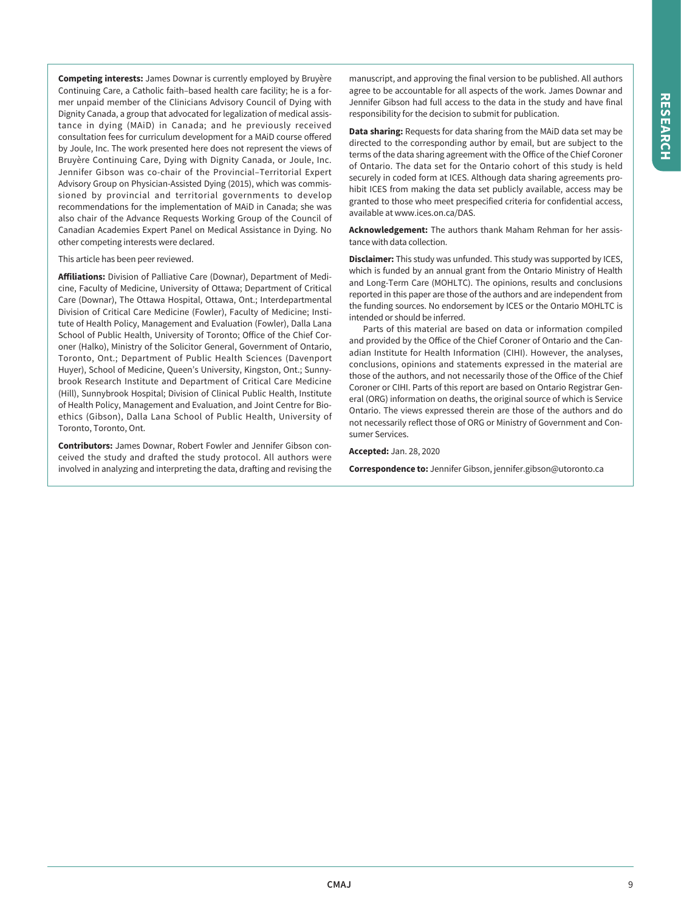**Competing interests:** James Downar is currently employed by Bruyère Continuing Care, a Catholic faith–based health care facility; he is a former unpaid member of the Clinicians Advisory Council of Dying with Dignity Canada, a group that advocated for legalization of medical assistance in dying (MAiD) in Canada; and he previously received consultation fees for curriculum development for a MAiD course offered by Joule, Inc. The work presented here does not represent the views of Bruyère Continuing Care, Dying with Dignity Canada, or Joule, Inc. Jennifer Gibson was co-chair of the Provincial–Territorial Expert Advisory Group on Physician-Assisted Dying (2015), which was commissioned by provincial and territorial governments to develop recommendations for the implementation of MAiD in Canada; she was also chair of the Advance Requests Working Group of the Council of Canadian Academies Expert Panel on Medical Assistance in Dying. No other competing interests were declared.

This article has been peer reviewed.

**Affiliations:** Division of Palliative Care (Downar), Department of Medicine, Faculty of Medicine, University of Ottawa; Department of Critical Care (Downar), The Ottawa Hospital, Ottawa, Ont.; Interdepartmental Division of Critical Care Medicine (Fowler), Faculty of Medicine; Institute of Health Policy, Management and Evaluation (Fowler), Dalla Lana School of Public Health, University of Toronto; Office of the Chief Coroner (Halko), Ministry of the Solicitor General, Government of Ontario, Toronto, Ont.; Department of Public Health Sciences (Davenport Huyer), School of Medicine, Queen's University, Kingston, Ont.; Sunnybrook Research Institute and Department of Critical Care Medicine (Hill), Sunnybrook Hospital; Division of Clinical Public Health, Institute of Health Policy, Management and Evaluation, and Joint Centre for Bioethics (Gibson), Dalla Lana School of Public Health, University of Toronto, Toronto, Ont.

**Contributors:** James Downar, Robert Fowler and Jennifer Gibson conceived the study and drafted the study protocol. All authors were involved in analyzing and interpreting the data, drafting and revising the manuscript, and approving the final version to be published. All authors agree to be accountable for all aspects of the work. James Downar and Jennifer Gibson had full access to the data in the study and have final responsibility for the decision to submit for publication.

**Data sharing:** Requests for data sharing from the MAiD data set may be directed to the corresponding author by email, but are subject to the terms of the data sharing agreement with the Office of the Chief Coroner of Ontario. The data set for the Ontario cohort of this study is held securely in coded form at ICES. Although data sharing agreements prohibit ICES from making the data set publicly available, access may be granted to those who meet prespecified criteria for confidential access, available at www.ices.on.ca/DAS.

**Acknowledgement:** The authors thank Maham Rehman for her assistance with data collection.

**Disclaimer:** This study was unfunded. This study was supported by ICES, which is funded by an annual grant from the Ontario Ministry of Health and Long-Term Care (MOHLTC). The opinions, results and conclusions reported in this paper are those of the authors and are independent from the funding sources. No endorsement by ICES or the Ontario MOHLTC is intended or should be inferred.

Parts of this material are based on data or information compiled and provided by the Office of the Chief Coroner of Ontario and the Canadian Institute for Health Information (CIHI). However, the analyses, conclusions, opinions and statements expressed in the material are those of the authors, and not necessarily those of the Office of the Chief Coroner or CIHI. Parts of this report are based on Ontario Registrar General (ORG) information on deaths, the original source of which is Service Ontario. The views expressed therein are those of the authors and do not necessarily reflect those of ORG or Ministry of Government and Consumer Services.

**Accepted:** Jan. 28, 2020

**Correspondence to:** Jennifer Gibson, jennifer.gibson@utoronto.ca